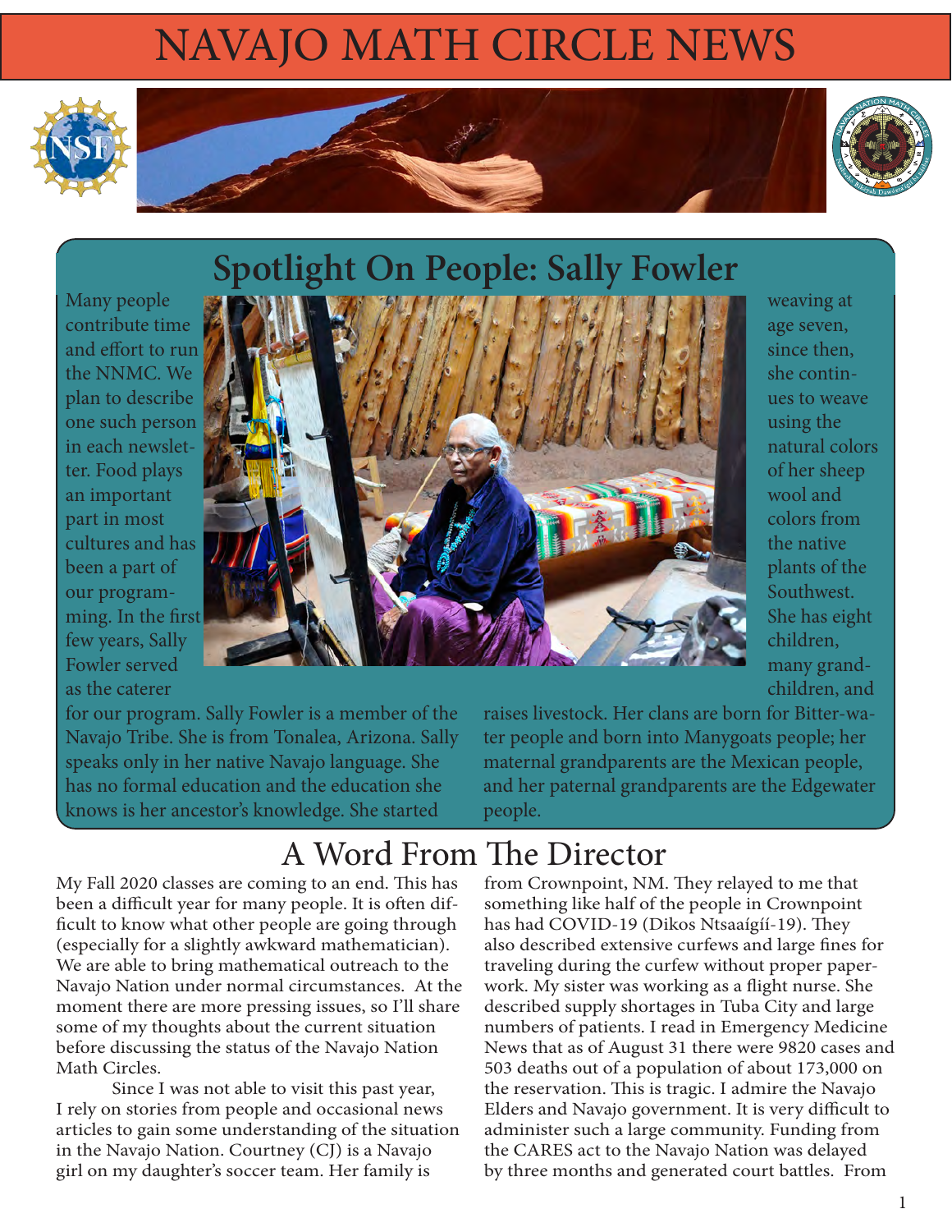# NAVAJO MATH CIRCLE NEWS

## Spotlight On People: Sally Fowler

Many people contribute time and effort to run the NNMC. We plan to describe one such person in each newsletter. Food plays an important part in most cultures and has been a part of our programming. In the first few years, Sally Fowler served as the caterer for our program. Sally Fowler is a member of the Navajo Tribe. She is from Tonalea, Arizona. Sally speaks only in her native Navajo language. She has no formal education and the education she knows is her ancestor's knowledge. She started weaving at age seven, since then, she continues to weave using the natural colors of her sheep wool and colors from the native plants of the Southwest. She has eight children, many grandchildren, and raises livestock. Her clans are born for Bitter-water people and born into Manygoats people; her maternal grandparents are the Mexican people, and her paternal grandparents are the Edgewater people.

## A Word From The Director

My Fall 2020 classes are coming to an end. This has been a difficult year for many people. It is often difficult to know what other people are going through (especially for a slightly awkward mathematician). We are able to bring mathematical outreach to the Navajo Nation under normal circumstances. At the moment there are more pressing issues, so I'll share some of my thoughts about the current situation before discussing the status of the Navajo Nation Math Circles.

Since I was not able to visit this past year, I rely on stories from people and occasional news articles to gain some understanding of the situation in the Navajo Nation. Courtney (CJ) is a Navajo girl on my daughter's soccer team. Her family is from Crownpoint, NM. They relayed to me that something like half of the people in Crownpoint has had COVID-19 (Dikos Ntsaaígíí-19). They also described extensive curfews and large fines for traveling during the curfew without proper paperwork. My sister was working as a flight nurse. She described supply shortages in Tuba City and large numbers of patients. I read in Emergency Medicine News that as of August 31 there were 9820 cases and 503 deaths out of a population of about 173,000 on the reservation. This is tragic. I admire the Navajo Elders and Navajo government. It is very difficult to administer such a large community. Funding from the CARES act to the Navajo Nation was delayed by three months and generated court battles. From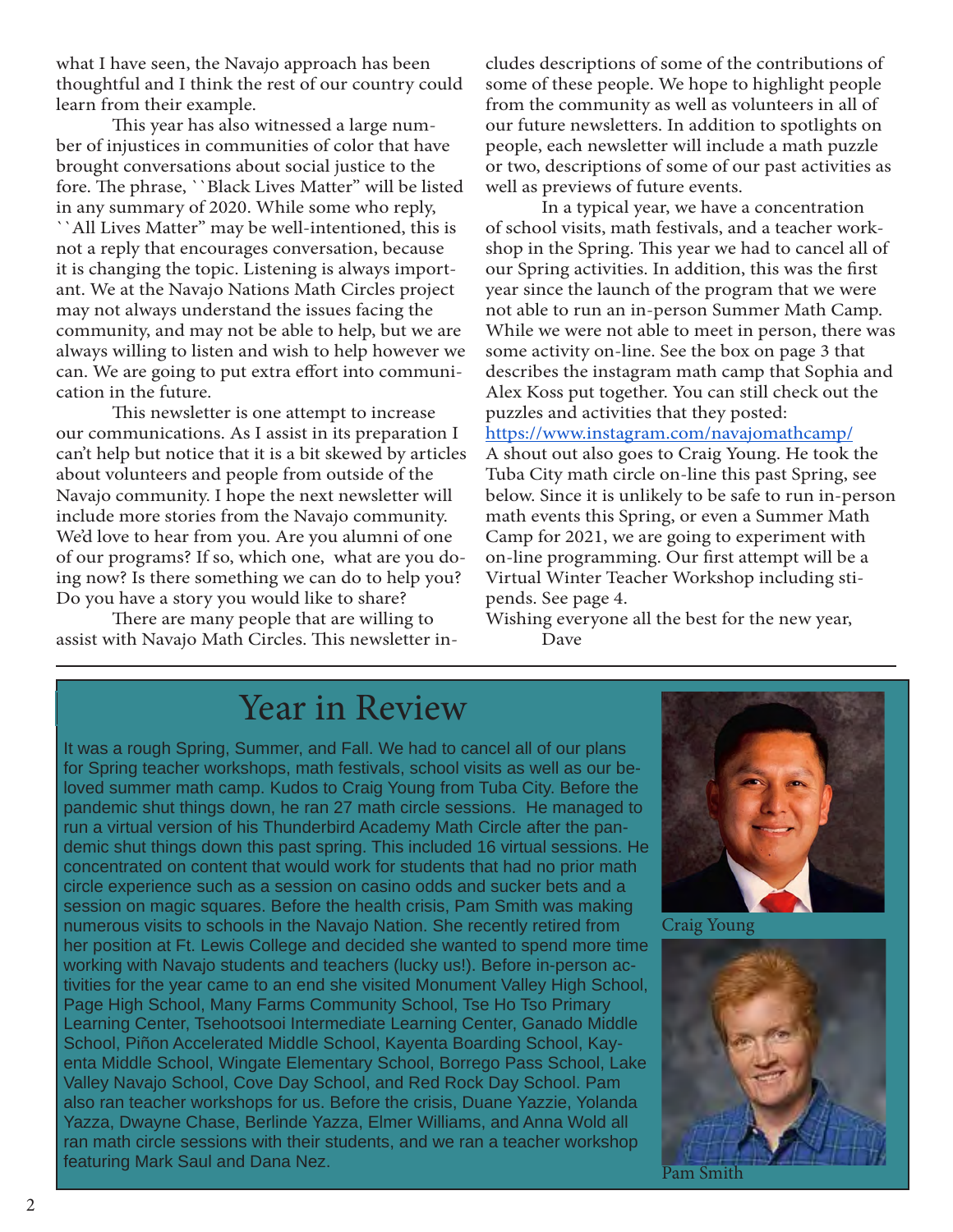what I have seen, the Navajo approach has been thoughtful and I think the rest of our country could learn from their example.

This year has also witnessed a large number of injustices in communities of color that have brought conversations about social justice to the fore. The phrase, ``Black Lives Matter" will be listed in any summary of 2020. While some who reply, ``All Lives Matter" may be well-intentioned, this is not a reply that encourages conversation, because it is changing the topic. Listening is always important. We at the Navajo Nations Math Circles project may not always understand the issues facing the community, and may not be able to help, but we are always willing to listen and wish to help however we can. We are going to put extra effort into communication in the future.

This newsletter is one attempt to increase our communications. As I assist in its preparation I can't help but notice that it is a bit skewed by articles about volunteers and people from outside of the Navajo community. I hope the next newsletter will include more stories from the Navajo community. We'd love to hear from you. Are you alumni of one of our programs? If so, which one, what are you doing now? Is there something we can do to help you? Do you have a story you would like to share?

There are many people that are willing to assist with Navajo Math Circles. This newsletter includes descriptions of some of the contributions of some of these people. We hope to highlight people from the community as well as volunteers in all of our future newsletters. In addition to spotlights on people, each newsletter will include a math puzzle or two, descriptions of some of our past activities as well as previews of future events.

In a typical year, we have a concentration of school visits, math festivals, and a teacher workshop in the Spring. This year we had to cancel all of our Spring activities. In addition, this was the first year since the launch of the program that we were not able to run an in-person Summer Math Camp. While we were not able to meet in person, there was some activity on-line. See the box on page 3 that describes the instagram math camp that Sophia and Alex Koss put together. You can still check out the puzzles and activities that they posted:
https://www.instagram.com/navajomathcamp/
A shout out also goes to Craig Young. He took the Tuba City math circle on-line this past Spring, see below. Since it is unlikely to be safe to run in-person math events this Spring, or even a Summer Math Camp for 2021, we are going to experiment with on-line programming. Our first attempt will be a Virtual Winter Teacher Workshop including stipends. See page 4.
Wishing everyone all the best for the new year,
Dave

## Year in Review

It was a rough Spring, Summer, and Fall. We had to cancel all of our plans for Spring teacher workshops, math festivals, school visits as well as our beloved summer math camp. Kudos to Craig Young from Tuba City. Before the pandemic shut things down, he ran 27 math circle sessions. He managed to run a virtual version of his Thunderbird Academy Math Circle after the pandemic shut things down this past spring. This included 16 virtual sessions. He concentrated on content that would work for students that had no prior math circle experience such as a session on casino odds and sucker bets and a session on magic squares. Before the health crisis, Pam Smith was making numerous visits to schools in the Navajo Nation. She recently retired from her position at Ft. Lewis College and decided she wanted to spend more time working with Navajo students and teachers (lucky us!). Before in-person activities for the year came to an end she visited Monument Valley High School, Page High School, Many Farms Community School, Tse Ho Tso Primary Learning Center, Tsehootsooi Intermediate Learning Center, Ganado Middle School, Piñon Accelerated Middle School, Kayenta Boarding School, Kayenta Middle School, Wingate Elementary School, Borrego Pass School, Lake Valley Navajo School, Cove Day School, and Red Rock Day School. Pam also ran teacher workshops for us. Before the crisis, Duane Yazzie, Yolanda Yazza, Dwayne Chase, Berlinde Yazza, Elmer Williams, and Anna Wold all ran math circle sessions with their students, and we ran a teacher workshop featuring Mark Saul and Dana Nez.

Craig Young

Pam Smith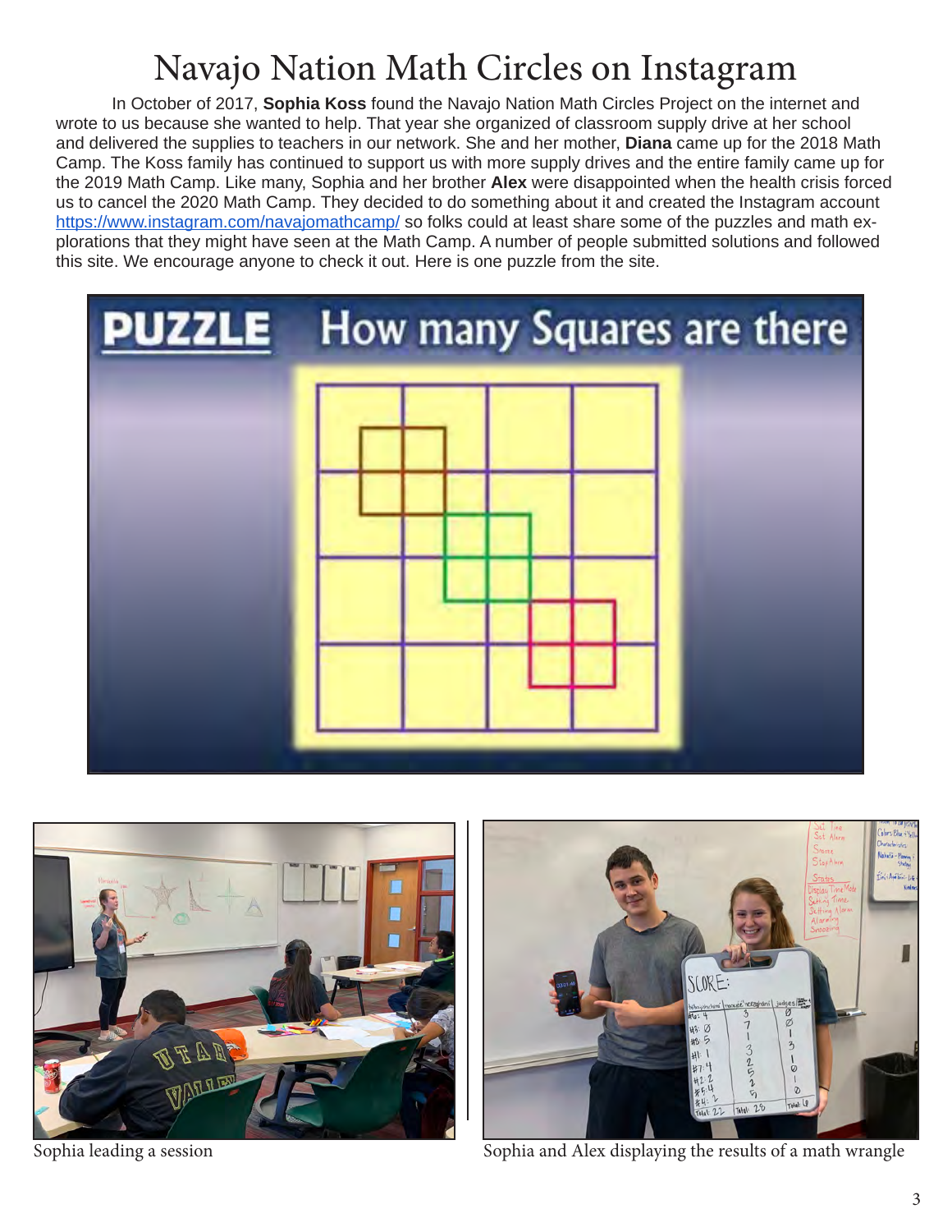# Navajo Nation Math Circles on Instagram

In October of 2017, **Sophia Koss** found the Navajo Nation Math Circles Project on the internet and wrote to us because she wanted to help. That year she organized of classroom supply drive at her school and delivered the supplies to teachers in our network. She and her mother, **Diana** came up for the 2018 Math Camp. The Koss family has continued to support us with more supply drives and the entire family came up for the 2019 Math Camp. Like many, Sophia and her brother **Alex** were disappointed when the health crisis forced us to cancel the 2020 Math Camp. They decided to do something about it and created the Instagram account https://www.instagram.com/navajomathcamp/ so folks could at least share some of the puzzles and math explorations that they might have seen at the Math Camp. A number of people submitted solutions and followed this site. We encourage anyone to check it out. Here is one puzzle from the site.

**PUZZLE** How many Squares are there

Sophia leading a session

Sophia and Alex displaying the results of a math wrangle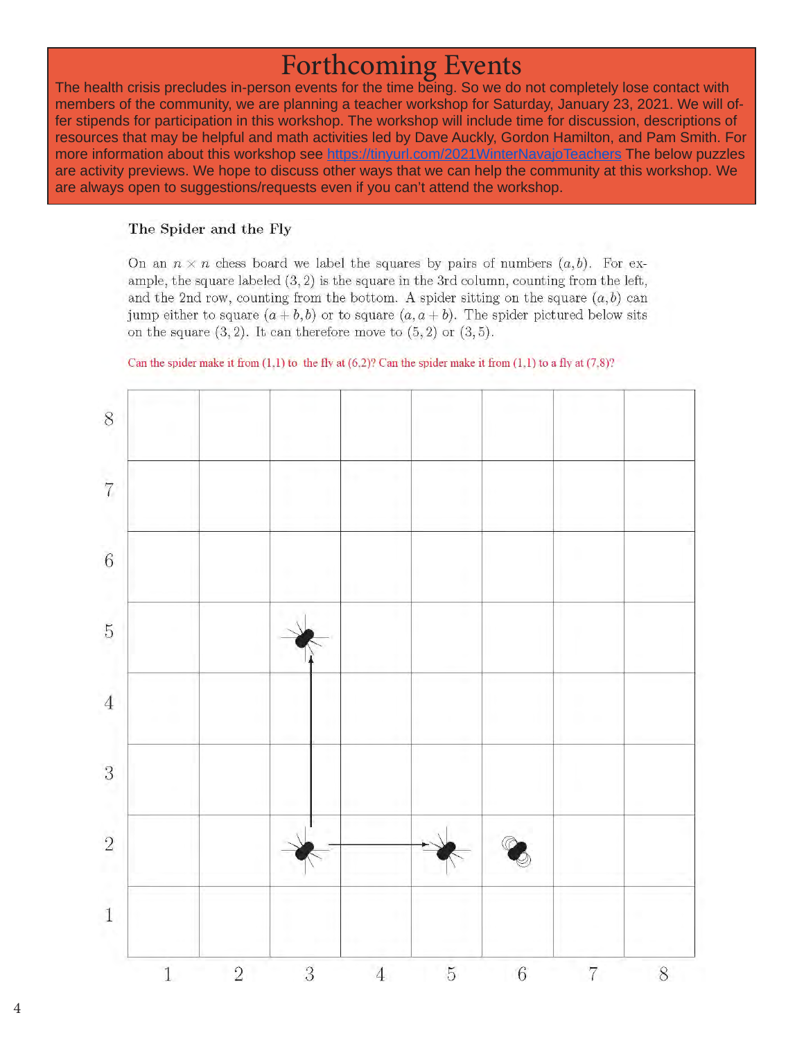# Forthcoming Events

The health crisis precludes in-person events for the time being. So we do not completely lose contact with members of the community, we are planning a teacher workshop for Saturday, January 23, 2021. We will offer stipends for participation in this workshop. The workshop will include time for discussion, descriptions of resources that may be helpful and math activities led by Dave Auckly, Gordon Hamilton, and Pam Smith. For more information about this workshop see https://tinyurl.com/2021WinterNavajoTeachers The below puzzles are activity previews. We hope to discuss other ways that we can help the community at this workshop. We are always open to suggestions/requests even if you can't attend the workshop.

### The Spider and the Fly

On an $n \times n$ chess board we label the squares by pairs of numbers $(a, b)$. For example, the square labeled $(3, 2)$ is the square in the 3rd column, counting from the left, and the 2nd row, counting from the bottom. A spider sitting on the square $(a, b)$ can jump either to square $(a + b, b)$ or to square $(a, a + b)$. The spider pictured below sits on the square $(3, 2)$. It can therefore move to $(5, 2)$ or $(3, 5)$.

Can the spider make it from (1,1) to the fly at (6,2)? Can the spider make it from (1,1) to a fly at (7,8)?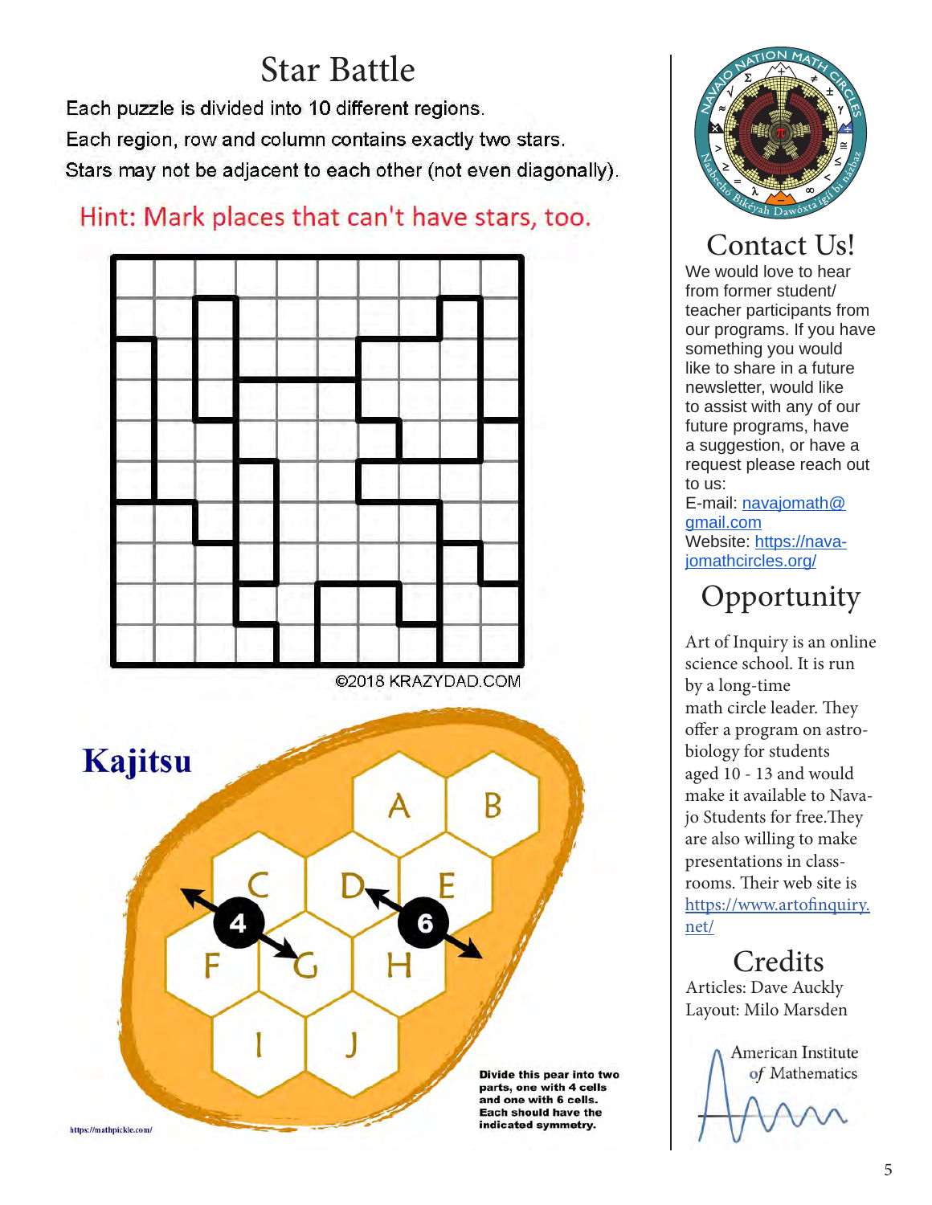# Star Battle

Each puzzle is divided into 10 different regions.

Each region, row and column contains exactly two stars.

Stars may not be adjacent to each other (not even diagonally).

Hint: Mark places that can't have stars, too.

©2018 KRAZYDAD.COM

# Kajitsu

A B C D E F G H I J

4 6

**Divide this pear into two parts, one with 4 cells and one with 6 cells. Each should have the indicated symmetry.**

https://mathpickle.com/

## Contact Us!

We would love to hear from former student/teacher participants from our programs. If you have something you would like to share in a future newsletter, would like to assist with any of our future programs, have a suggestion, or have a request please reach out to us:

E-mail: navajomath@gmail.com

Website: https://navajomathcircles.org/

## Opportunity

Art of Inquiry is an online science school. It is run by a long-time math circle leader. They offer a program on astro-biology for students aged 10 - 13 and would make it available to Navajo Students for free. They are also willing to make presentations in classrooms. Their web site is https://www.artofinquiry.net/

## Credits

Articles: Dave Auckly

Layout: Milo Marsden

American Institute of Mathematics